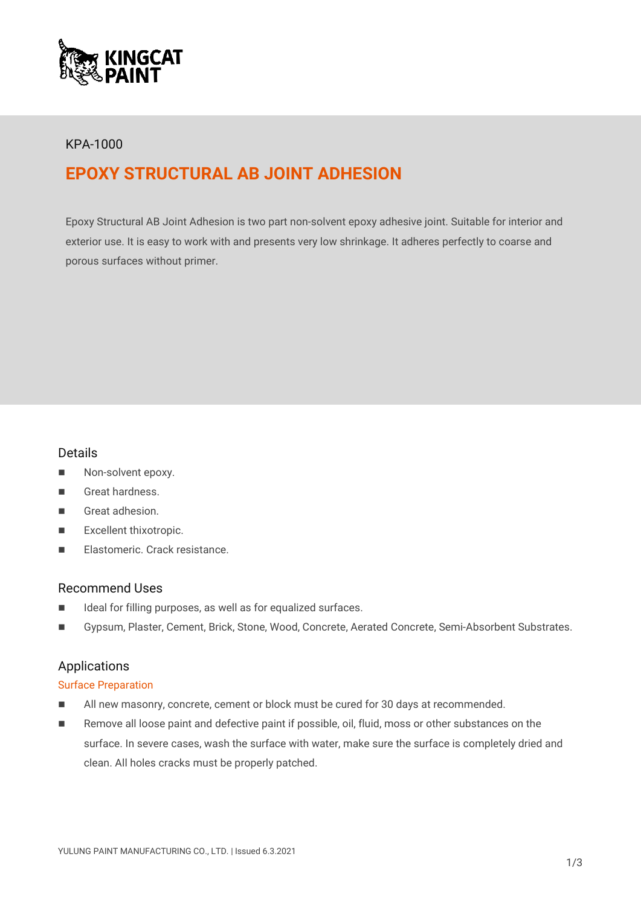KPA-1000

# EPOXY STRUCTURAL AB JOINT ADHESION

Epoxy Structural AB Joint Adhesion is two part non-solvent epoxy adhesive joint. Suitable for interior and exterior use. It is easy to work with and presents very low shrinkage. It adheres perfectly to coarse and porous surfaces without primer.

## Details

- Non-solvent epoxy.
- Great hardness.
- Great adhesion.
- Excellent thixotropic.
- Elastomeric. Crack resistance.

## Recommend Uses

- Ideal for filling purposes, as well as for equalized surfaces.
- Gypsum, Plaster, Cement, Brick, Stone, Wood, Concrete, Aerated Concrete, Semi-Absorbent Substrates.

## Applications

### Surface Preparation

- All new masonry, concrete, cement or block must be cured for 30 days at recommended.
- Remove all loose paint and defective paint if possible, oil, fluid, moss or other substances on the surface. In severe cases, wash the surface with water, make sure the surface is completely dried and clean. All holes cracks must be properly patched.

YULUNG PAINT MANUFACTURING CO., LTD. | Issued 6.3.2021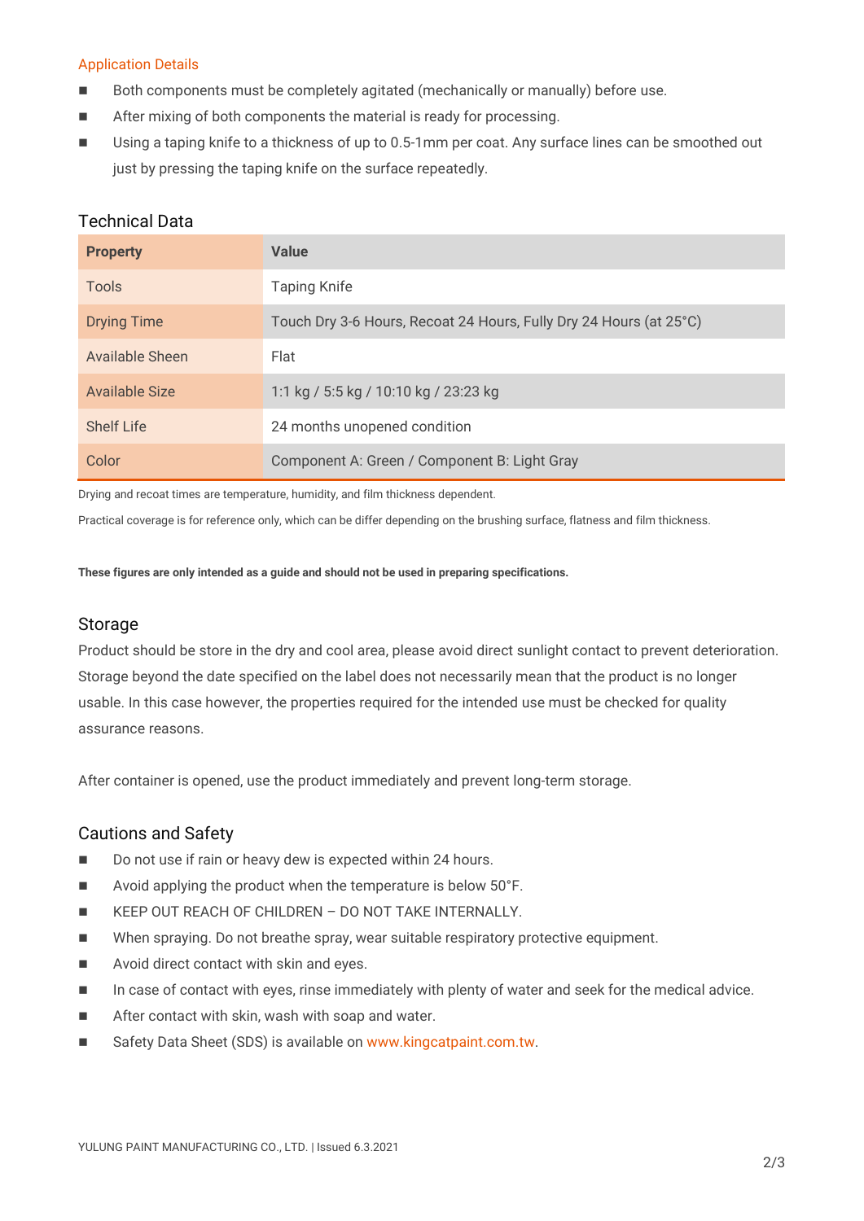## Application Details

- Both components must be completely agitated (mechanically or manually) before use.
- After mixing of both components the material is ready for processing.
- Using a taping knife to a thickness of up to 0.5-1mm per coat. Any surface lines can be smoothed out just by pressing the taping knife on the surface repeatedly.

## Technical Data

| Property | Value |
|---|---|
| Tools | Taping Knife |
| Drying Time | Touch Dry 3-6 Hours, Recoat 24 Hours, Fully Dry 24 Hours (at 25°C) |
| Available Sheen | Flat |
| Available Size | 1:1 kg / 5:5 kg / 10:10 kg / 23:23 kg |
| Shelf Life | 24 months unopened condition |
| Color | Component A: Green / Component B: Light Gray |

Drying and recoat times are temperature, humidity, and film thickness dependent.

Practical coverage is for reference only, which can be differ depending on the brushing surface, flatness and film thickness.

**These figures are only intended as a guide and should not be used in preparing specifications.**

## Storage

Product should be store in the dry and cool area, please avoid direct sunlight contact to prevent deterioration. Storage beyond the date specified on the label does not necessarily mean that the product is no longer usable. In this case however, the properties required for the intended use must be checked for quality assurance reasons.

After container is opened, use the product immediately and prevent long-term storage.

## Cautions and Safety

- Do not use if rain or heavy dew is expected within 24 hours.
- Avoid applying the product when the temperature is below 50°F.
- KEEP OUT REACH OF CHILDREN – DO NOT TAKE INTERNALLY.
- When spraying. Do not breathe spray, wear suitable respiratory protective equipment.
- Avoid direct contact with skin and eyes.
- In case of contact with eyes, rinse immediately with plenty of water and seek for the medical advice.
- After contact with skin, wash with soap and water.
- Safety Data Sheet (SDS) is available on www.kingcatpaint.com.tw.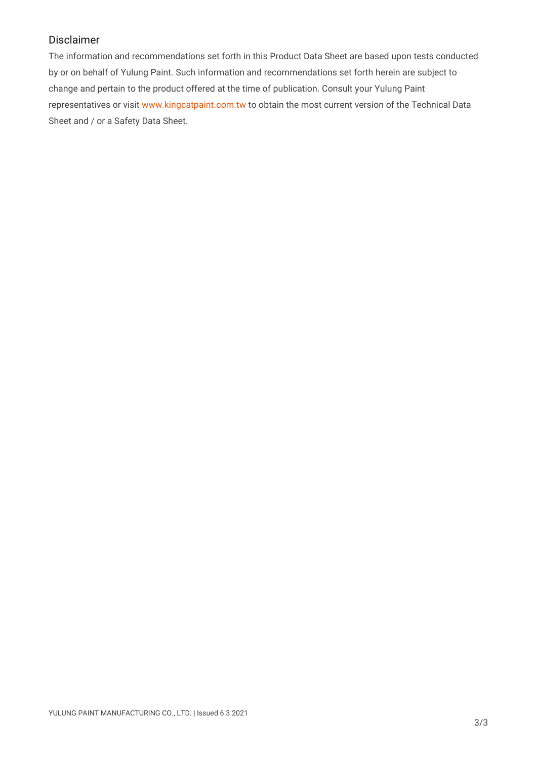## Disclaimer

The information and recommendations set forth in this Product Data Sheet are based upon tests conducted by or on behalf of Yulung Paint. Such information and recommendations set forth herein are subject to change and pertain to the product offered at the time of publication. Consult your Yulung Paint representatives or visit www.kingcatpaint.com.tw to obtain the most current version of the Technical Data Sheet and / or a Safety Data Sheet.